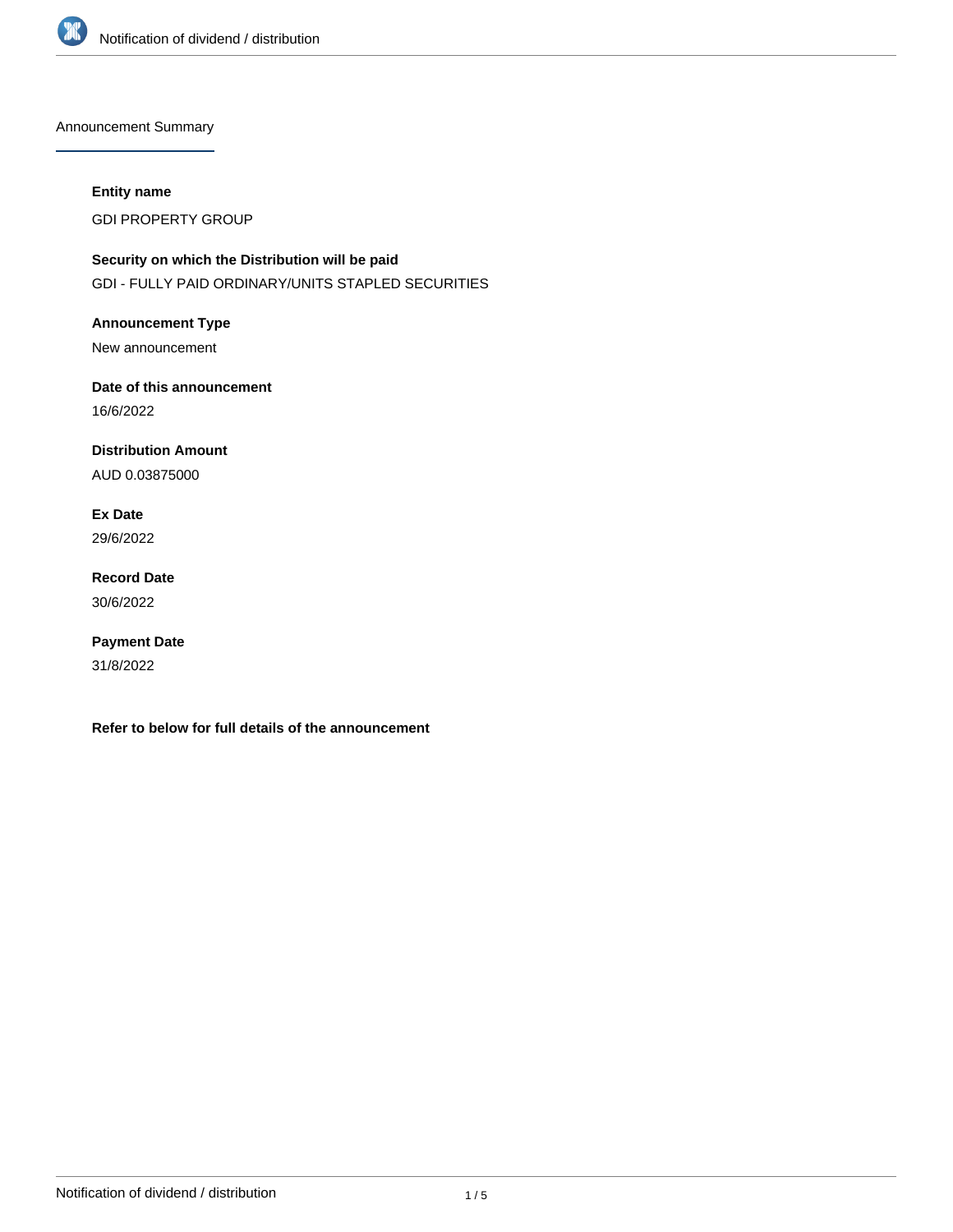Announcement Summary

**Entity name**

GDI PROPERTY GROUP

**Security on which the Distribution will be paid**

GDI - FULLY PAID ORDINARY/UNITS STAPLED SECURITIES

**Announcement Type**

New announcement

**Date of this announcement**

16/6/2022

**Distribution Amount**

AUD 0.03875000

**Ex Date**

29/6/2022

**Record Date**

30/6/2022

**Payment Date**

31/8/2022

**Refer to below for full details of the announcement**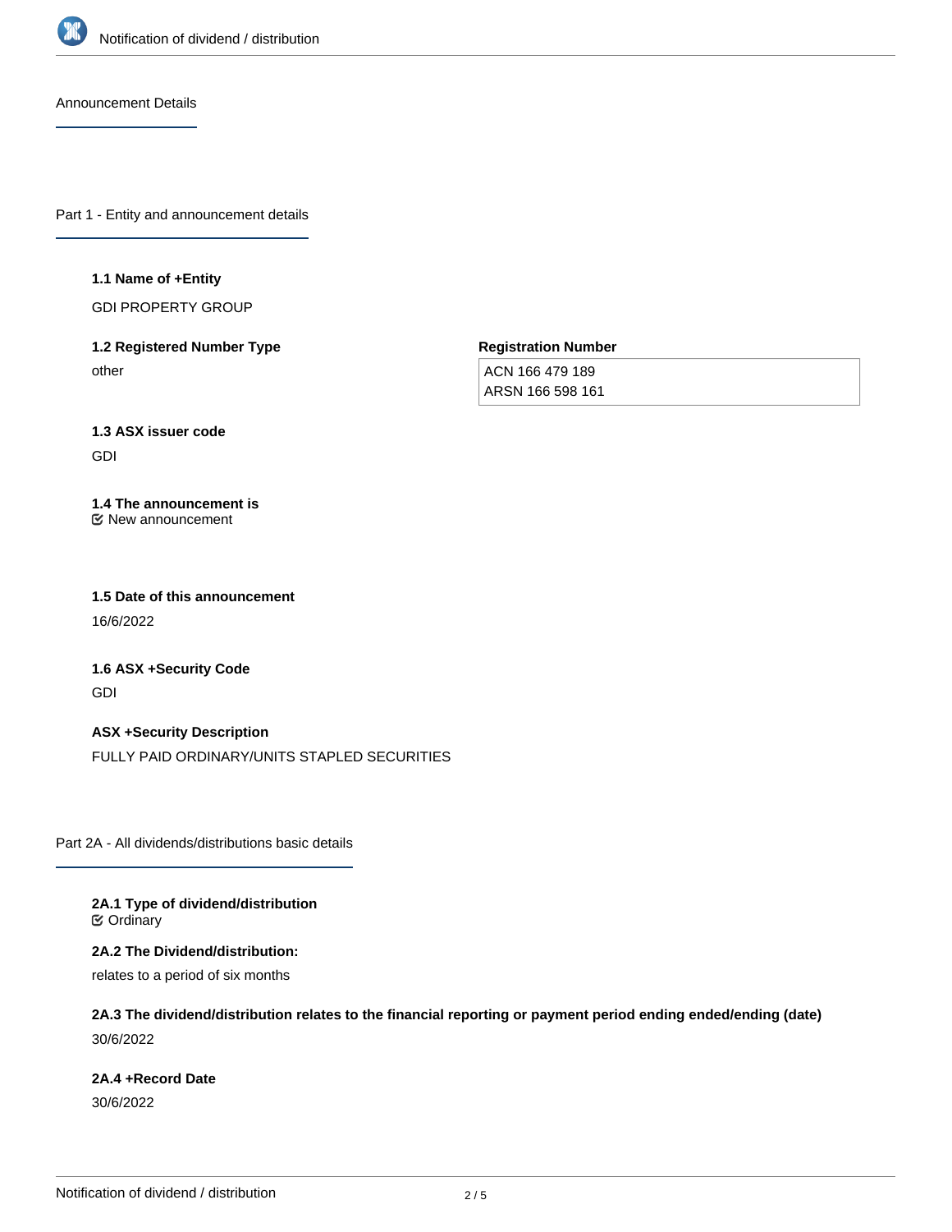## Announcement Details

### Part 1 - Entity and announcement details

**1.1 Name of +Entity**

GDI PROPERTY GROUP

**1.2 Registered Number Type**

other

**Registration Number**

ACN 166 479 189
ARSN 166 598 161

**1.3 ASX issuer code**

GDI

**1.4 The announcement is**

☑ New announcement

**1.5 Date of this announcement**

16/6/2022

**1.6 ASX +Security Code**

GDI

**ASX +Security Description**

FULLY PAID ORDINARY/UNITS STAPLED SECURITIES

### Part 2A - All dividends/distributions basic details

**2A.1 Type of dividend/distribution**

☑ Ordinary

**2A.2 The Dividend/distribution:**

relates to a period of six months

**2A.3 The dividend/distribution relates to the financial reporting or payment period ending ended/ending (date)**

30/6/2022

**2A.4 +Record Date**

30/6/2022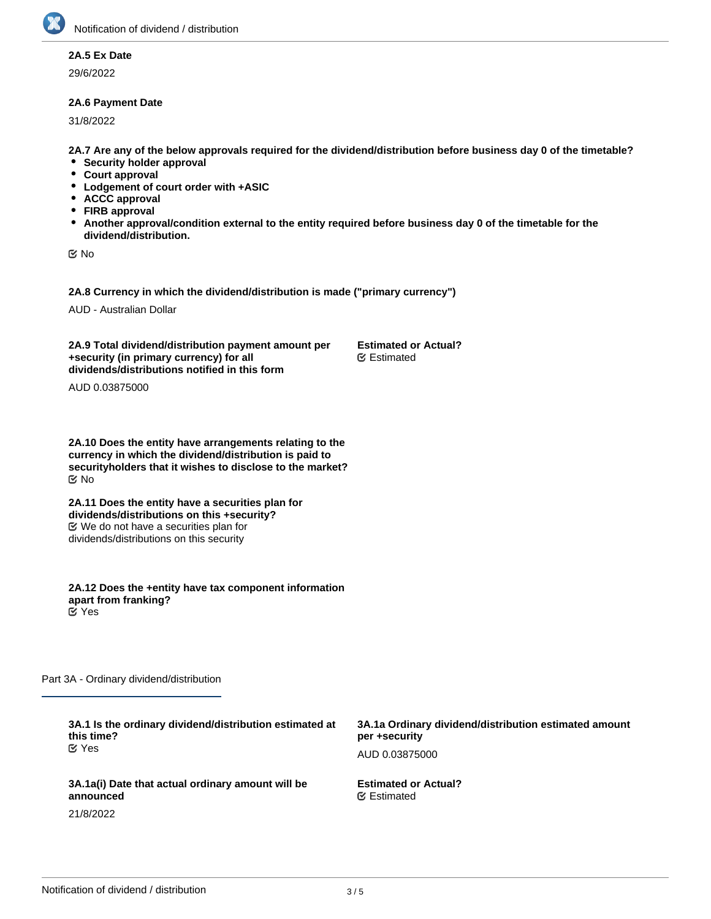**2A.5 Ex Date**

29/6/2022

**2A.6 Payment Date**

31/8/2022

**2A.7 Are any of the below approvals required for the dividend/distribution before business day 0 of the timetable?**

- **Security holder approval**
- **Court approval**
- **Lodgement of court order with +ASIC**
- **ACCC approval**
- **FIRB approval**
- **Another approval/condition external to the entity required before business day 0 of the timetable for the dividend/distribution.**

☑ No

**2A.8 Currency in which the dividend/distribution is made ("primary currency")**

AUD - Australian Dollar

**2A.9 Total dividend/distribution payment amount per +security (in primary currency) for all dividends/distributions notified in this form**

AUD 0.03875000

**Estimated or Actual?**
☑ Estimated

**2A.10 Does the entity have arrangements relating to the currency in which the dividend/distribution is paid to securityholders that it wishes to disclose to the market?**
☑ No

**2A.11 Does the entity have a securities plan for dividends/distributions on this +security?**
☑ We do not have a securities plan for dividends/distributions on this security

**2A.12 Does the +entity have tax component information apart from franking?**
☑ Yes

## Part 3A - Ordinary dividend/distribution

**3A.1 Is the ordinary dividend/distribution estimated at this time?**
☑ Yes

**3A.1a Ordinary dividend/distribution estimated amount per +security**

AUD 0.03875000

**3A.1a(i) Date that actual ordinary amount will be announced**

21/8/2022

**Estimated or Actual?**
☑ Estimated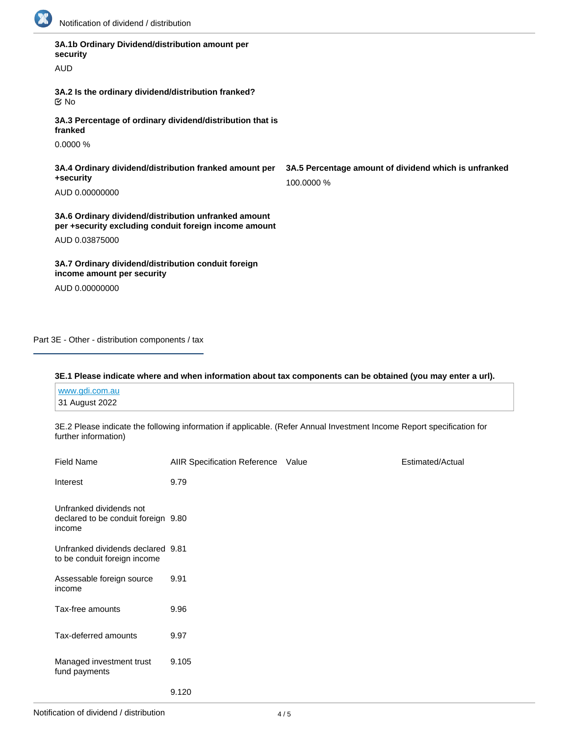**3A.1b Ordinary Dividend/distribution amount per security**

AUD

**3A.2 Is the ordinary dividend/distribution franked?**

No

**3A.3 Percentage of ordinary dividend/distribution that is franked**

0.0000 %

**3A.4 Ordinary dividend/distribution franked amount per +security**

AUD 0.00000000

**3A.5 Percentage amount of dividend which is unfranked**

100.0000 %

**3A.6 Ordinary dividend/distribution unfranked amount per +security excluding conduit foreign income amount**

AUD 0.03875000

**3A.7 Ordinary dividend/distribution conduit foreign income amount per security**

AUD 0.00000000

## Part 3E - Other - distribution components / tax

**3E.1 Please indicate where and when information about tax components can be obtained (you may enter a url).**

www.gdi.com.au
31 August 2022

3E.2 Please indicate the following information if applicable. (Refer Annual Investment Income Report specification for further information)

| Field Name | AIIR Specification Reference | Value | Estimated/Actual |
|---|---|---|---|
| Interest | 9.79 | | |
| Unfranked dividends not declared to be conduit foreign income | 9.80 | | |
| Unfranked dividends declared to be conduit foreign income | 9.81 | | |
| Assessable foreign source income | 9.91 | | |
| Tax-free amounts | 9.96 | | |
| Tax-deferred amounts | 9.97 | | |
| Managed investment trust fund payments | 9.105 | | |
| | 9.120 | | |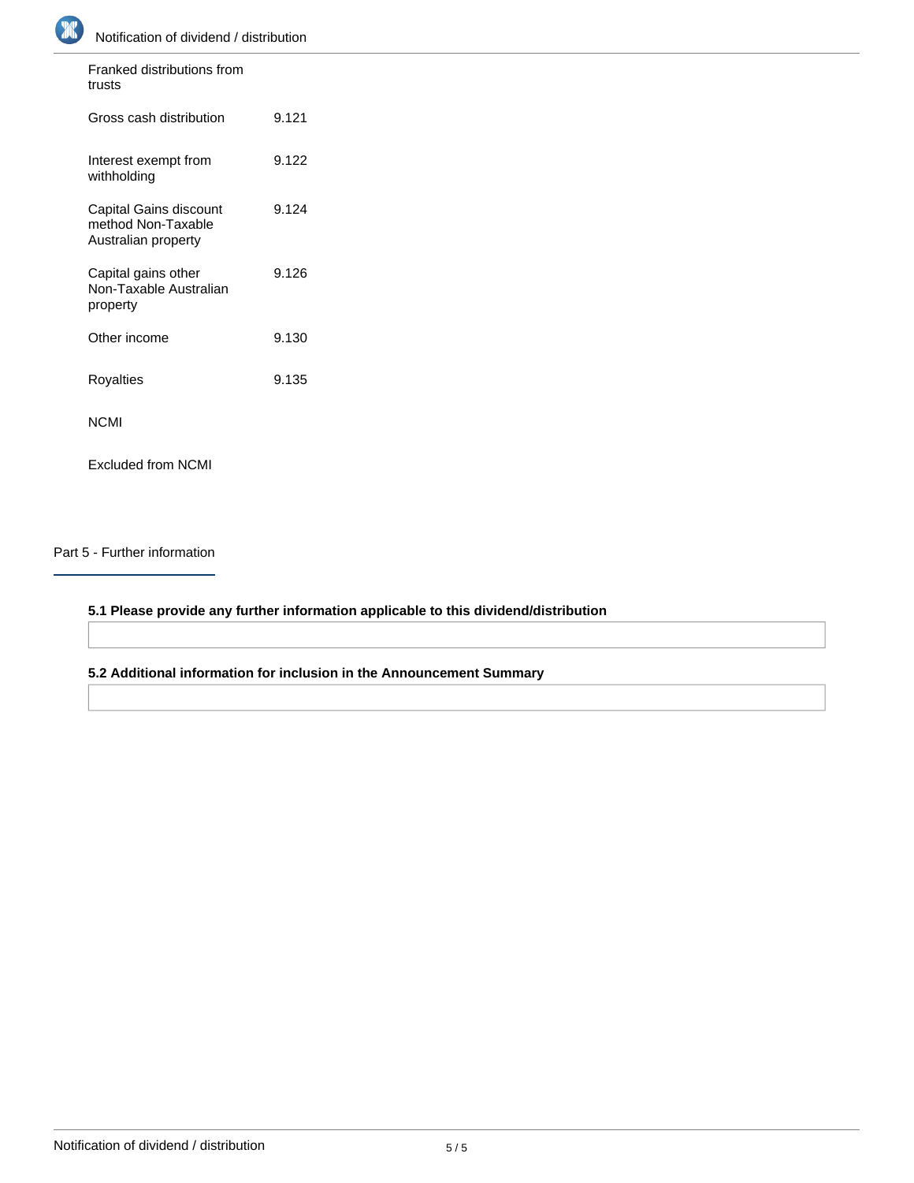| | |
|---|---|
| Franked distributions from trusts | |
| Gross cash distribution | 9.121 |
| Interest exempt from withholding | 9.122 |
| Capital Gains discount method Non-Taxable Australian property | 9.124 |
| Capital gains other Non-Taxable Australian property | 9.126 |
| Other income | 9.130 |
| Royalties | 9.135 |
| NCMI | |
| Excluded from NCMI | |

## Part 5 - Further information

**5.1 Please provide any further information applicable to this dividend/distribution**

**5.2 Additional information for inclusion in the Announcement Summary**